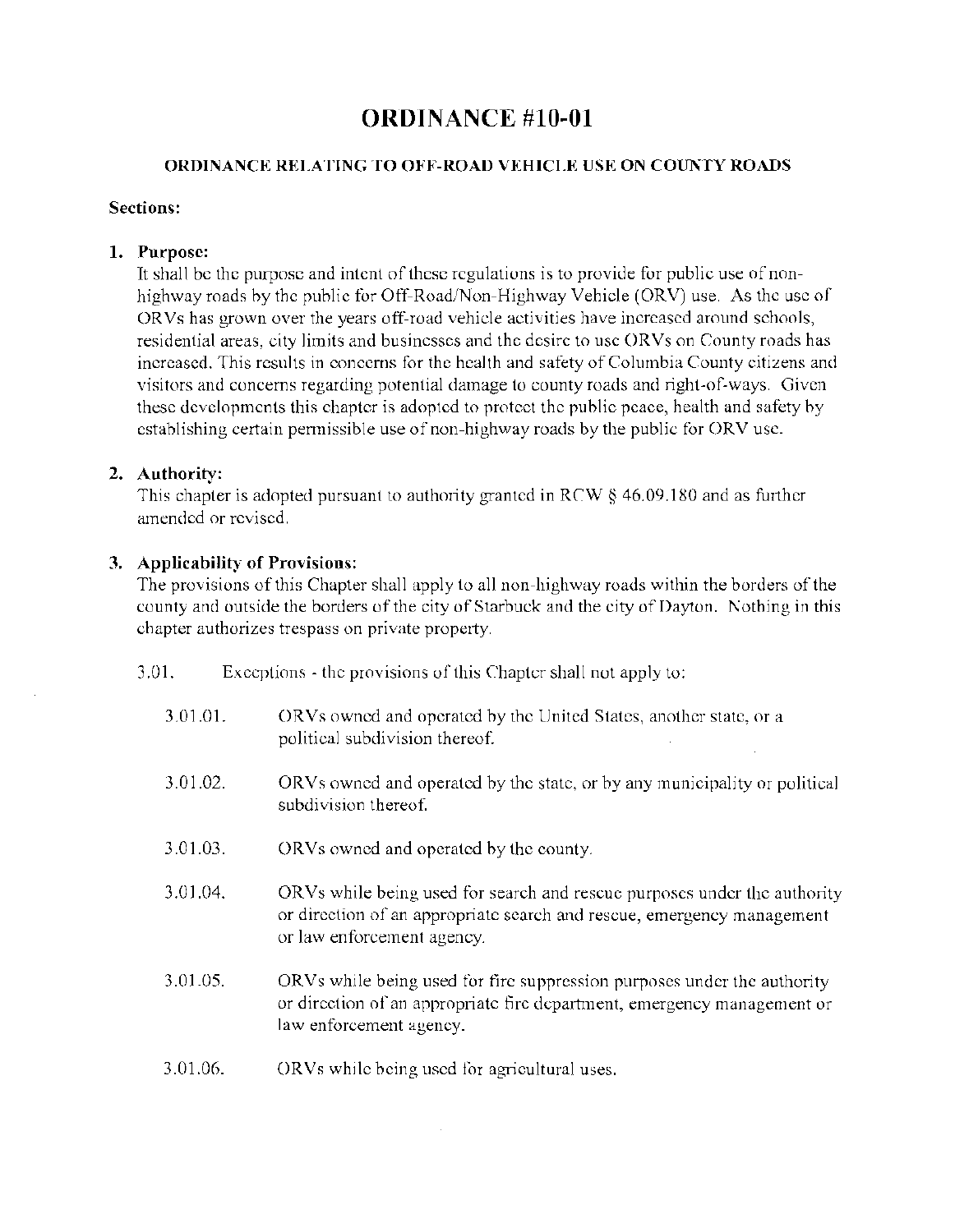# ORDINANCE #10-01

### ORDINANCE RELATING TO OFF-ROAD VEHICLE USE ON COUNTY ROADS

**Sections:**

1. **Purpose:**
   It shall be the purpose and intent of these regulations is to provide for public use of non-highway roads by the public for Off-Road/Non-Highway Vehicle (ORV) use. As the use of ORVs has grown over the years off-road vehicle activities have increased around schools, residential areas, city limits and businesses and the desire to use ORVs on County roads has increased. This results in concerns for the health and safety of Columbia County citizens and visitors and concerns regarding potential damage to county roads and right-of-ways. Given these developments this chapter is adopted to protect the public peace, health and safety by establishing certain permissible use of non-highway roads by the public for ORV use.

2. **Authority:**
   This chapter is adopted pursuant to authority granted in RCW § 46.09.180 and as further amended or revised.

3. **Applicability of Provisions:**
   The provisions of this Chapter shall apply to all non-highway roads within the borders of the county and outside the borders of the city of Starbuck and the city of Dayton. Nothing in this chapter authorizes trespass on private property.

   3.01. Exceptions - the provisions of this Chapter shall not apply to:

   3.01.01. ORVs owned and operated by the United States, another state, or a political subdivision thereof.

   3.01.02. ORVs owned and operated by the state, or by any municipality or political subdivision thereof.

   3.01.03. ORVs owned and operated by the county.

   3.01.04. ORVs while being used for search and rescue purposes under the authority or direction of an appropriate search and rescue, emergency management or law enforcement agency.

   3.01.05. ORVs while being used for fire suppression purposes under the authority or direction of an appropriate fire department, emergency management or law enforcement agency.

   3.01.06. ORVs while being used for agricultural uses.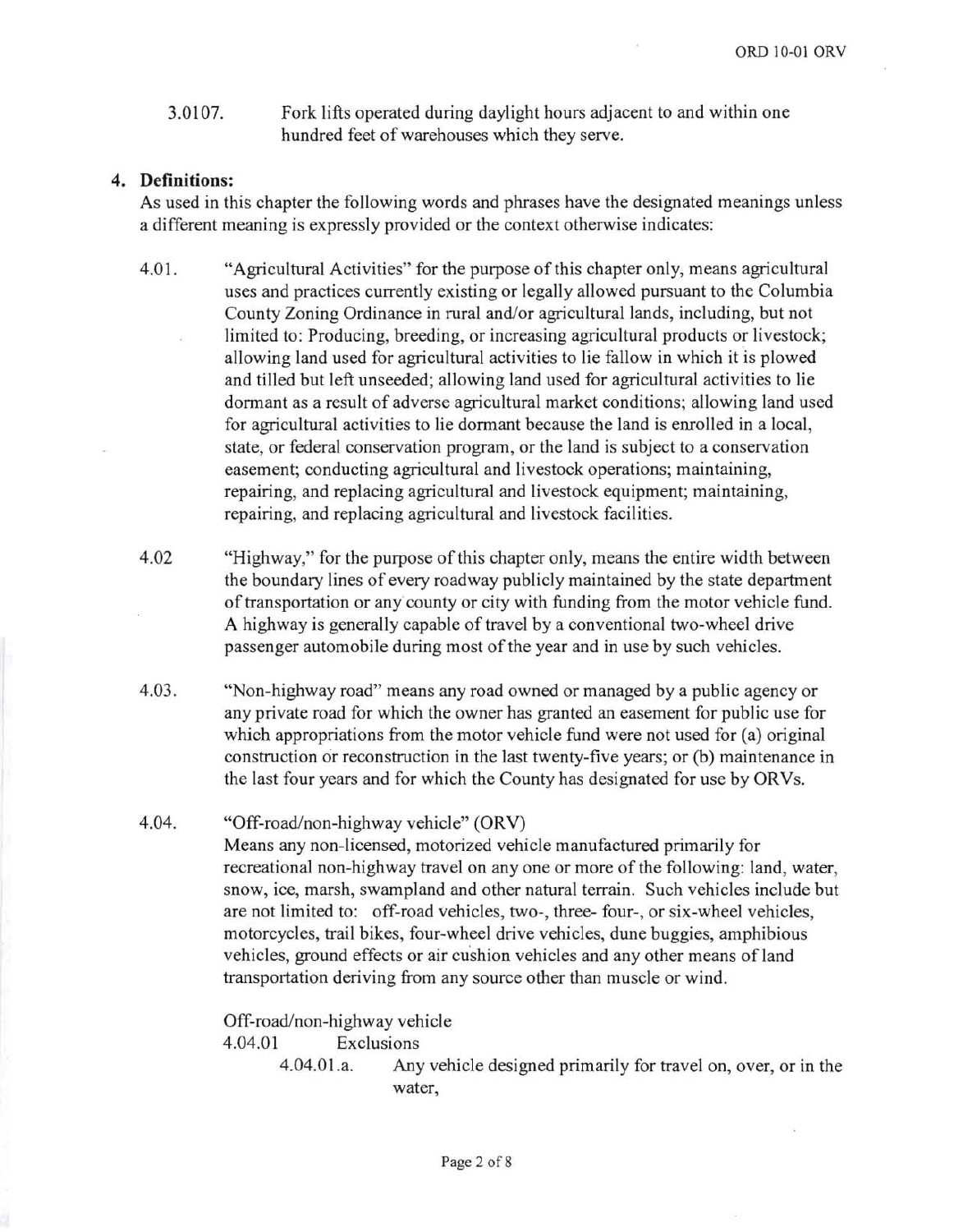3.0107. Fork lifts operated during daylight hours adjacent to and within one hundred feet of warehouses which they serve.

## 4. Definitions:

As used in this chapter the following words and phrases have the designated meanings unless a different meaning is expressly provided or the context otherwise indicates:

4.01. "Agricultural Activities" for the purpose of this chapter only, means agricultural uses and practices currently existing or legally allowed pursuant to the Columbia County Zoning Ordinance in rural and/or agricultural lands, including, but not limited to: Producing, breeding, or increasing agricultural products or livestock; allowing land used for agricultural activities to lie fallow in which it is plowed and tilled but left unseeded; allowing land used for agricultural activities to lie dormant as a result of adverse agricultural market conditions; allowing land used for agricultural activities to lie dormant because the land is enrolled in a local, state, or federal conservation program, or the land is subject to a conservation easement; conducting agricultural and livestock operations; maintaining, repairing, and replacing agricultural and livestock equipment; maintaining, repairing, and replacing agricultural and livestock facilities.

4.02 "Highway," for the purpose of this chapter only, means the entire width between the boundary lines of every roadway publicly maintained by the state department of transportation or any county or city with funding from the motor vehicle fund. A highway is generally capable of travel by a conventional two-wheel drive passenger automobile during most of the year and in use by such vehicles.

4.03. "Non-highway road" means any road owned or managed by a public agency or any private road for which the owner has granted an easement for public use for which appropriations from the motor vehicle fund were not used for (a) original construction or reconstruction in the last twenty-five years; or (b) maintenance in the last four years and for which the County has designated for use by ORVs.

4.04. "Off-road/non-highway vehicle" (ORV)
Means any non-licensed, motorized vehicle manufactured primarily for recreational non-highway travel on any one or more of the following: land, water, snow, ice, marsh, swampland and other natural terrain. Such vehicles include but are not limited to: off-road vehicles, two-, three- four-, or six-wheel vehicles, motorcycles, trail bikes, four-wheel drive vehicles, dune buggies, amphibious vehicles, ground effects or air cushion vehicles and any other means of land transportation deriving from any source other than muscle or wind.

Off-road/non-highway vehicle

4.04.01 Exclusions

4.04.01.a. Any vehicle designed primarily for travel on, over, or in the water,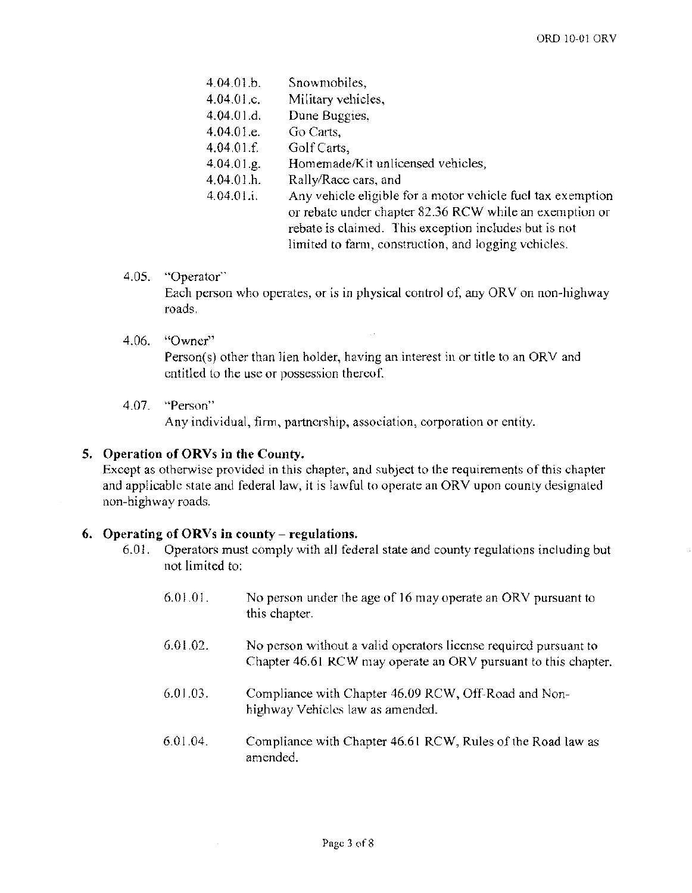- 4.04.01.b. Snowmobiles,
- 4.04.01.c. Military vehicles,
- 4.04.01.d. Dune Buggies,
- 4.04.01.e. Go Carts,
- 4.04.01.f. Golf Carts,
- 4.04.01.g. Homemade/Kit unlicensed vehicles,
- 4.04.01.h. Rally/Race cars, and
- 4.04.01.i. Any vehicle eligible for a motor vehicle fuel tax exemption or rebate under chapter 82.36 RCW while an exemption or rebate is claimed. This exception includes but is not limited to farm, construction, and logging vehicles.

4.05. "Operator"
Each person who operates, or is in physical control of, any ORV on non-highway roads.

4.06. "Owner"
Person(s) other than lien holder, having an interest in or title to an ORV and entitled to the use or possession thereof.

4.07. "Person"
Any individual, firm, partnership, association, corporation or entity.

**5. Operation of ORVs in the County.**

Except as otherwise provided in this chapter, and subject to the requirements of this chapter and applicable state and federal law, it is lawful to operate an ORV upon county designated non-highway roads.

**6. Operating of ORVs in county – regulations.**

6.01. Operators must comply with all federal state and county regulations including but not limited to:

- 6.01.01. No person under the age of 16 may operate an ORV pursuant to this chapter.
- 6.01.02. No person without a valid operators license required pursuant to Chapter 46.61 RCW may operate an ORV pursuant to this chapter.
- 6.01.03. Compliance with Chapter 46.09 RCW, Off-Road and Non-highway Vehicles law as amended.
- 6.01.04. Compliance with Chapter 46.61 RCW, Rules of the Road law as amended.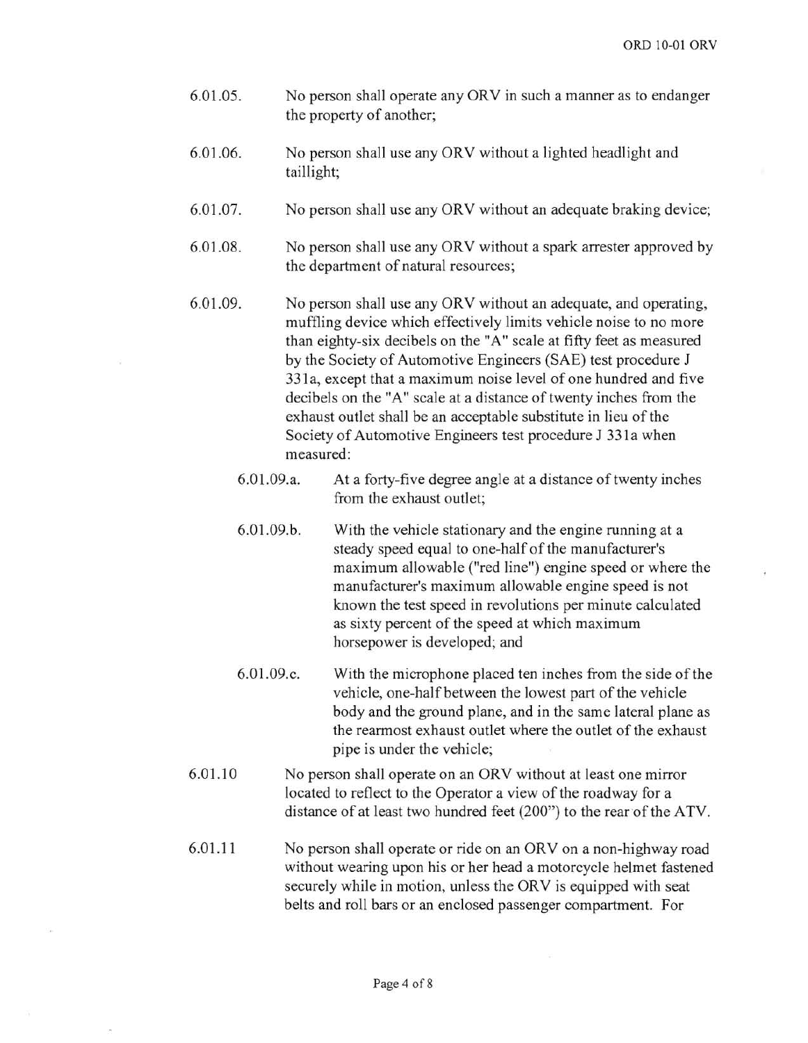6.01.05. No person shall operate any ORV in such a manner as to endanger the property of another;

6.01.06. No person shall use any ORV without a lighted headlight and taillight;

6.01.07. No person shall use any ORV without an adequate braking device;

6.01.08. No person shall use any ORV without a spark arrester approved by the department of natural resources;

6.01.09. No person shall use any ORV without an adequate, and operating, muffling device which effectively limits vehicle noise to no more than eighty-six decibels on the "A" scale at fifty feet as measured by the Society of Automotive Engineers (SAE) test procedure J 331a, except that a maximum noise level of one hundred and five decibels on the "A" scale at a distance of twenty inches from the exhaust outlet shall be an acceptable substitute in lieu of the Society of Automotive Engineers test procedure J 331a when measured:

- 6.01.09.a. At a forty-five degree angle at a distance of twenty inches from the exhaust outlet;
- 6.01.09.b. With the vehicle stationary and the engine running at a steady speed equal to one-half of the manufacturer's maximum allowable ("red line") engine speed or where the manufacturer's maximum allowable engine speed is not known the test speed in revolutions per minute calculated as sixty percent of the speed at which maximum horsepower is developed; and
- 6.01.09.c. With the microphone placed ten inches from the side of the vehicle, one-half between the lowest part of the vehicle body and the ground plane, and in the same lateral plane as the rearmost exhaust outlet where the outlet of the exhaust pipe is under the vehicle;

6.01.10 No person shall operate on an ORV without at least one mirror located to reflect to the Operator a view of the roadway for a distance of at least two hundred feet (200") to the rear of the ATV.

6.01.11 No person shall operate or ride on an ORV on a non-highway road without wearing upon his or her head a motorcycle helmet fastened securely while in motion, unless the ORV is equipped with seat belts and roll bars or an enclosed passenger compartment. For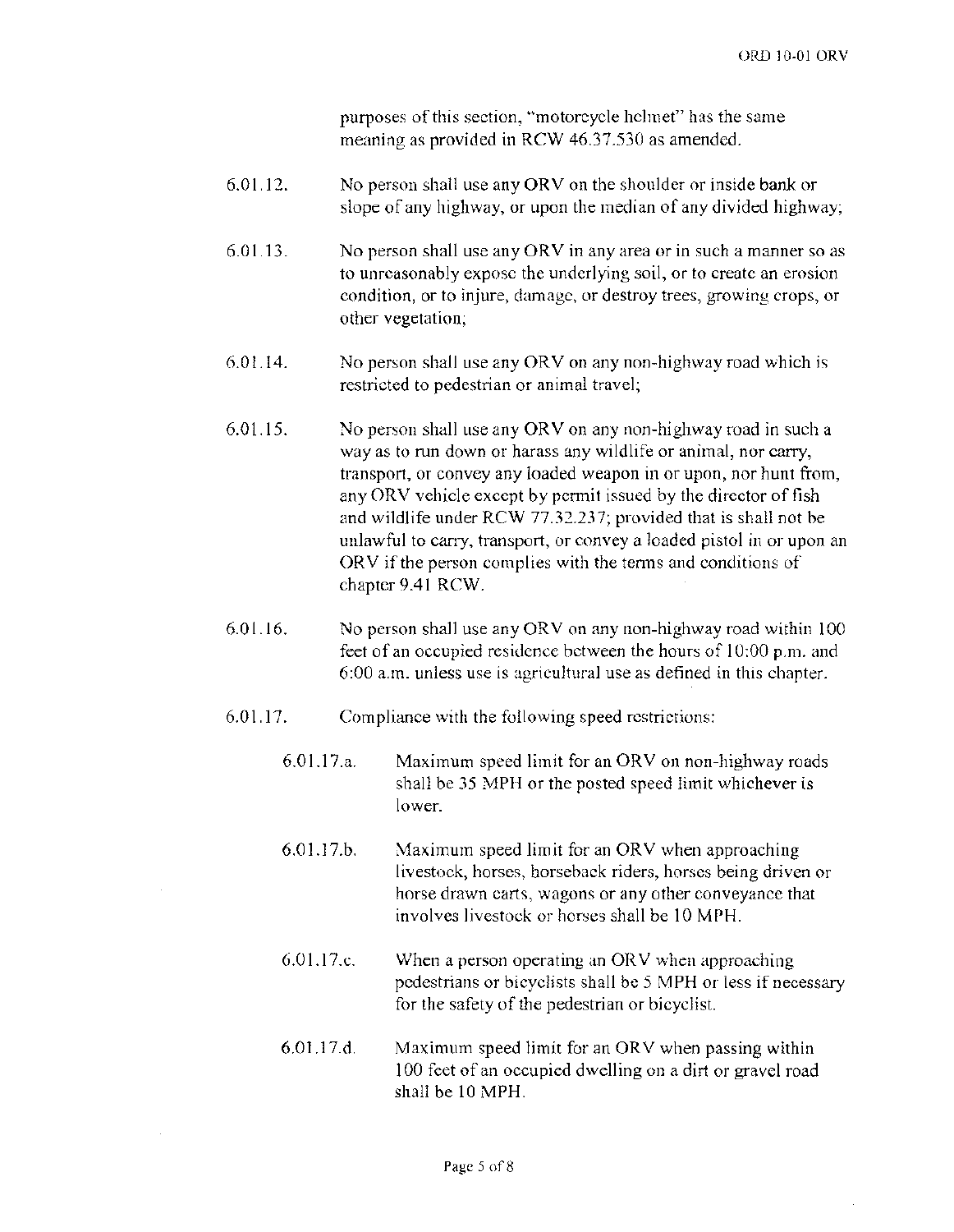purposes of this section, "motorcycle helmet" has the same meaning as provided in RCW 46.37.530 as amended.

6.01.12. No person shall use any ORV on the shoulder or inside bank or slope of any highway, or upon the median of any divided highway;

6.01.13. No person shall use any ORV in any area or in such a manner so as to unreasonably expose the underlying soil, or to create an erosion condition, or to injure, damage, or destroy trees, growing crops, or other vegetation;

6.01.14. No person shall use any ORV on any non-highway road which is restricted to pedestrian or animal travel;

6.01.15. No person shall use any ORV on any non-highway road in such a way as to run down or harass any wildlife or animal, nor carry, transport, or convey any loaded weapon in or upon, nor hunt from, any ORV vehicle except by permit issued by the director of fish and wildlife under RCW 77.32.237; provided that is shall not be unlawful to carry, transport, or convey a loaded pistol in or upon an ORV if the person complies with the terms and conditions of chapter 9.41 RCW.

6.01.16. No person shall use any ORV on any non-highway road within 100 feet of an occupied residence between the hours of 10:00 p.m. and 6:00 a.m. unless use is agricultural use as defined in this chapter.

6.01.17. Compliance with the following speed restrictions:

6.01.17.a. Maximum speed limit for an ORV on non-highway roads shall be 35 MPH or the posted speed limit whichever is lower.

6.01.17.b. Maximum speed limit for an ORV when approaching livestock, horses, horseback riders, horses being driven or horse drawn carts, wagons or any other conveyance that involves livestock or horses shall be 10 MPH.

6.01.17.c. When a person operating an ORV when approaching pedestrians or bicyclists shall be 5 MPH or less if necessary for the safety of the pedestrian or bicyclist.

6.01.17.d. Maximum speed limit for an ORV when passing within 100 feet of an occupied dwelling on a dirt or gravel road shall be 10 MPH.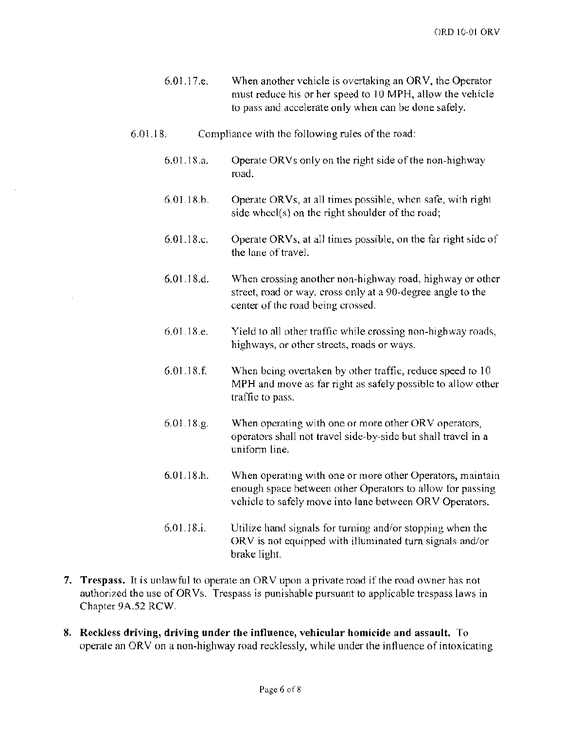6.01.17.e. When another vehicle is overtaking an ORV, the Operator must reduce his or her speed to 10 MPH, allow the vehicle to pass and accelerate only when can be done safely.

6.01.18. Compliance with the following rules of the road:

6.01.18.a. Operate ORVs only on the right side of the non-highway road.

6.01.18.b. Operate ORVs, at all times possible, when safe, with right side wheel(s) on the right shoulder of the road;

6.01.18.c. Operate ORVs, at all times possible, on the far right side of the lane of travel.

6.01.18.d. When crossing another non-highway road, highway or other street, road or way, cross only at a 90-degree angle to the center of the road being crossed.

6.01.18.e. Yield to all other traffic while crossing non-highway roads, highways, or other streets, roads or ways.

6.01.18.f. When being overtaken by other traffic, reduce speed to 10 MPH and move as far right as safely possible to allow other traffic to pass.

6.01.18.g. When operating with one or more other ORV operators, operators shall not travel side-by-side but shall travel in a uniform line.

6.01.18.h. When operating with one or more other Operators, maintain enough space between other Operators to allow for passing vehicle to safely move into lane between ORV Operators.

6.01.18.i. Utilize hand signals for turning and/or stopping when the ORV is not equipped with illuminated turn signals and/or brake light.

7. **Trespass.** It is unlawful to operate an ORV upon a private road if the road owner has not authorized the use of ORVs. Trespass is punishable pursuant to applicable trespass laws in Chapter 9A.52 RCW.

8. **Reckless driving, driving under the influence, vehicular homicide and assault.** To operate an ORV on a non-highway road recklessly, while under the influence of intoxicating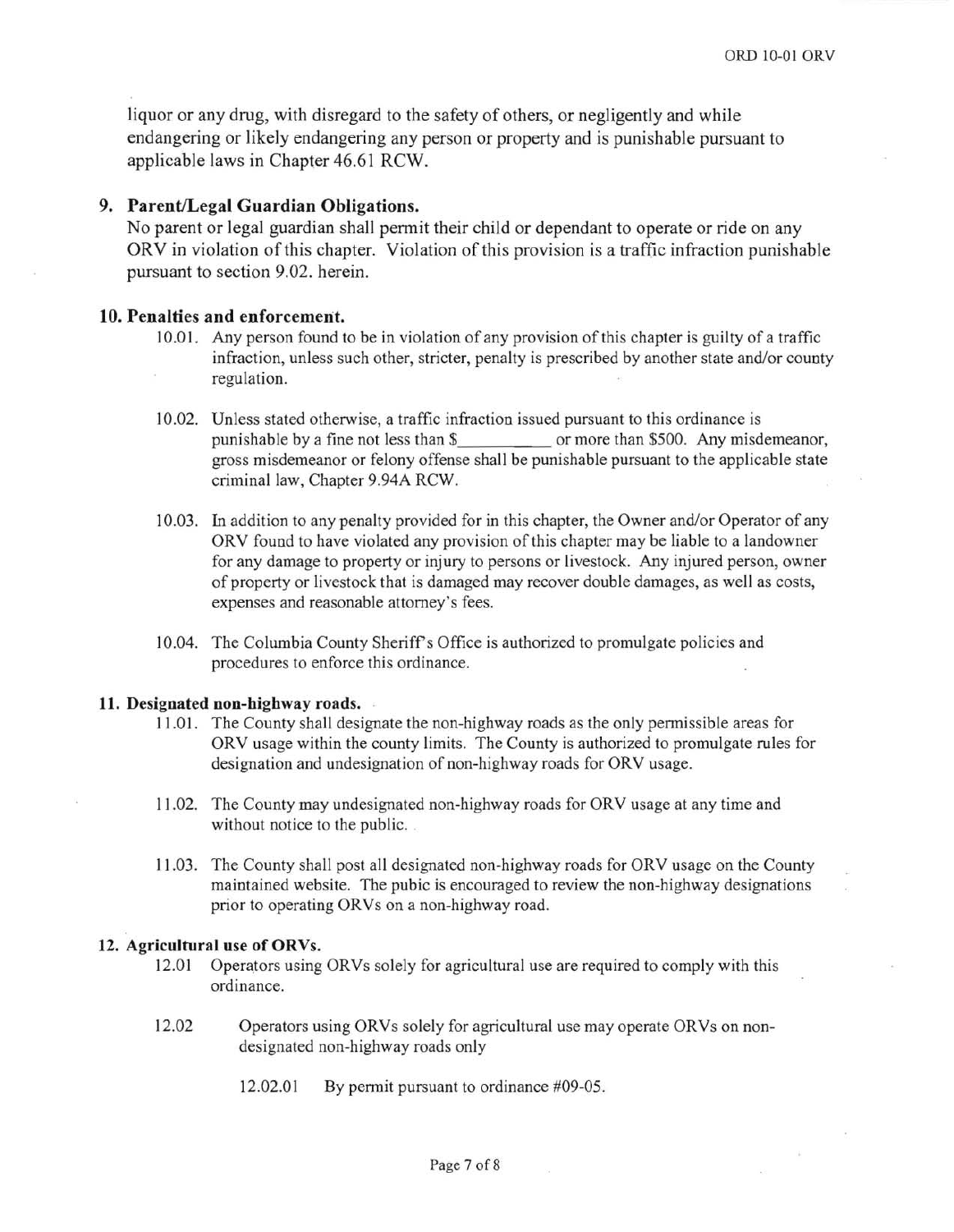liquor or any drug, with disregard to the safety of others, or negligently and while endangering or likely endangering any person or property and is punishable pursuant to applicable laws in Chapter 46.61 RCW.

**9. Parent/Legal Guardian Obligations.**

No parent or legal guardian shall permit their child or dependant to operate or ride on any ORV in violation of this chapter. Violation of this provision is a traffic infraction punishable pursuant to section 9.02. herein.

**10. Penalties and enforcement.**

10.01. Any person found to be in violation of any provision of this chapter is guilty of a traffic infraction, unless such other, stricter, penalty is prescribed by another state and/or county regulation.

10.02. Unless stated otherwise, a traffic infraction issued pursuant to this ordinance is punishable by a fine not less than $__________ or more than $500. Any misdemeanor, gross misdemeanor or felony offense shall be punishable pursuant to the applicable state criminal law, Chapter 9.94A RCW.

10.03. In addition to any penalty provided for in this chapter, the Owner and/or Operator of any ORV found to have violated any provision of this chapter may be liable to a landowner for any damage to property or injury to persons or livestock. Any injured person, owner of property or livestock that is damaged may recover double damages, as well as costs, expenses and reasonable attorney's fees.

10.04. The Columbia County Sheriff's Office is authorized to promulgate policies and procedures to enforce this ordinance.

**11. Designated non-highway roads.**

11.01. The County shall designate the non-highway roads as the only permissible areas for ORV usage within the county limits. The County is authorized to promulgate rules for designation and undesignation of non-highway roads for ORV usage.

11.02. The County may undesignated non-highway roads for ORV usage at any time and without notice to the public.

11.03. The County shall post all designated non-highway roads for ORV usage on the County maintained website. The pubic is encouraged to review the non-highway designations prior to operating ORVs on a non-highway road.

**12. Agricultural use of ORVs.**

12.01 Operators using ORVs solely for agricultural use are required to comply with this ordinance.

12.02 Operators using ORVs solely for agricultural use may operate ORVs on non-designated non-highway roads only

12.02.01 By permit pursuant to ordinance #09-05.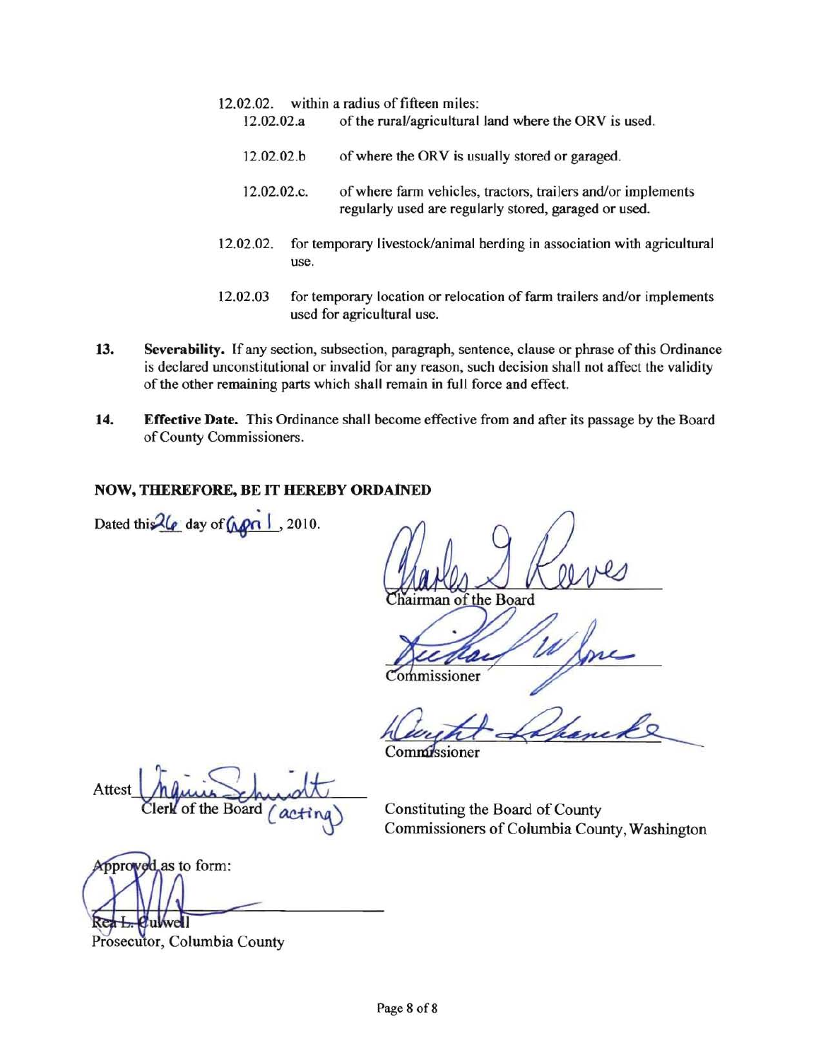12.02.02. within a radius of fifteen miles:

12.02.02.a of the rural/agricultural land where the ORV is used.

12.02.02.b of where the ORV is usually stored or garaged.

12.02.02.c. of where farm vehicles, tractors, trailers and/or implements regularly used are regularly stored, garaged or used.

12.02.02. for temporary livestock/animal herding in association with agricultural use.

12.02.03 for temporary location or relocation of farm trailers and/or implements used for agricultural use.

13. **Severability.** If any section, subsection, paragraph, sentence, clause or phrase of this Ordinance is declared unconstitutional or invalid for any reason, such decision shall not affect the validity of the other remaining parts which shall remain in full force and effect.

14. **Effective Date.** This Ordinance shall become effective from and after its passage by the Board of County Commissioners.

**NOW, THEREFORE, BE IT HEREBY ORDAINED**

Dated this 26 day of April, 2010.

Charles G Reeves
Chairman of the Board

Richard W Jones
Commissioner

Dwight Robanske
Commissioner

Attest Virginia Schmidt
Clerk of the Board (acting)

Constituting the Board of County Commissioners of Columbia County, Washington

Approved as to form:

Rea L. Culwell
Prosecutor, Columbia County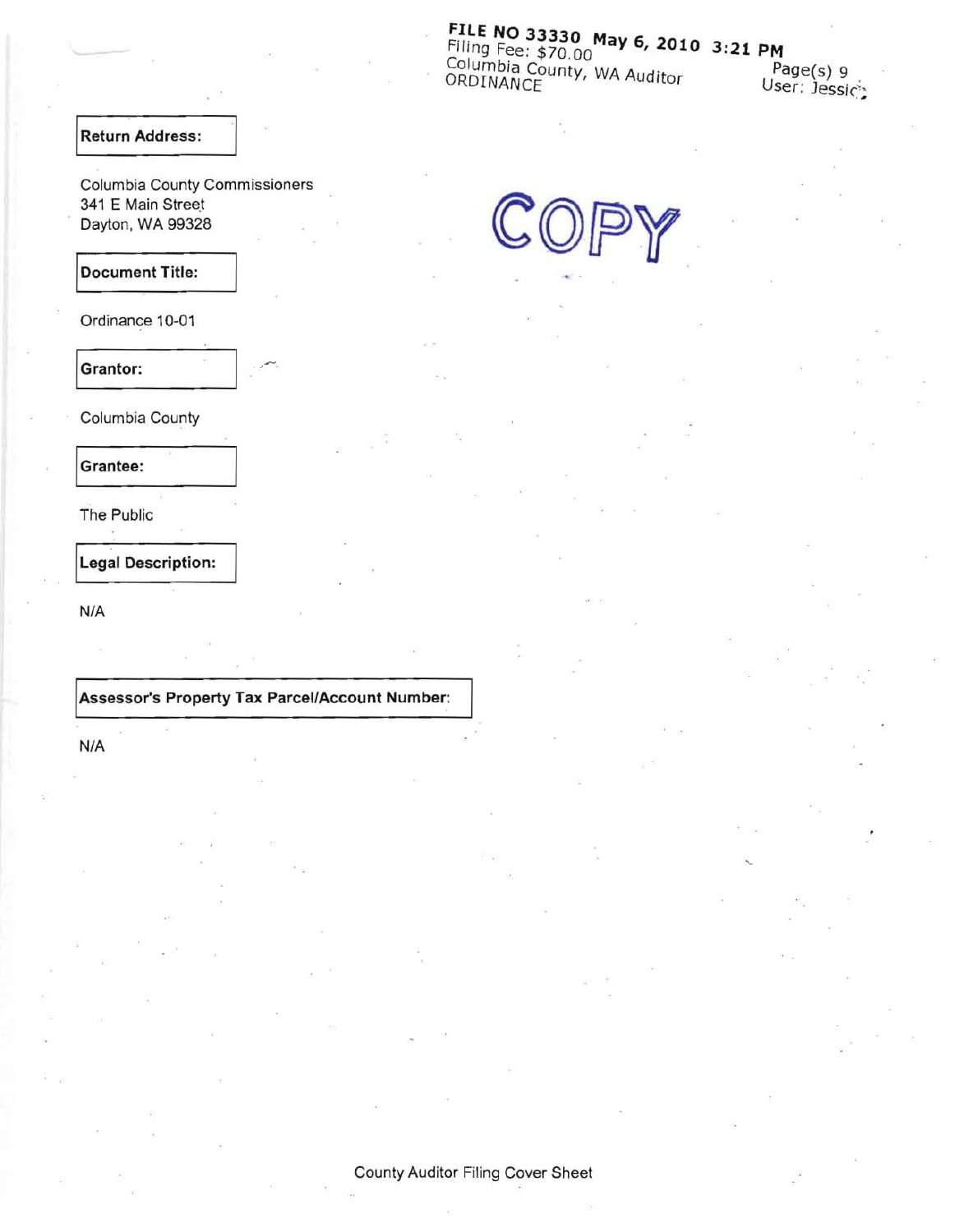FILE NO 33330 May 6, 2010 3:21 PM
Filing Fee: $70.00
Columbia County, WA Auditor
ORDINANCE

Page(s) 9
User: Jessica

COPY

**Return Address:**

Columbia County Commissioners
341 E Main Street
Dayton, WA 99328

**Document Title:**

Ordinance 10-01

**Grantor:**

Columbia County

**Grantee:**

The Public

**Legal Description:**

N/A

**Assessor's Property Tax Parcel/Account Number:**

N/A

County Auditor Filing Cover Sheet